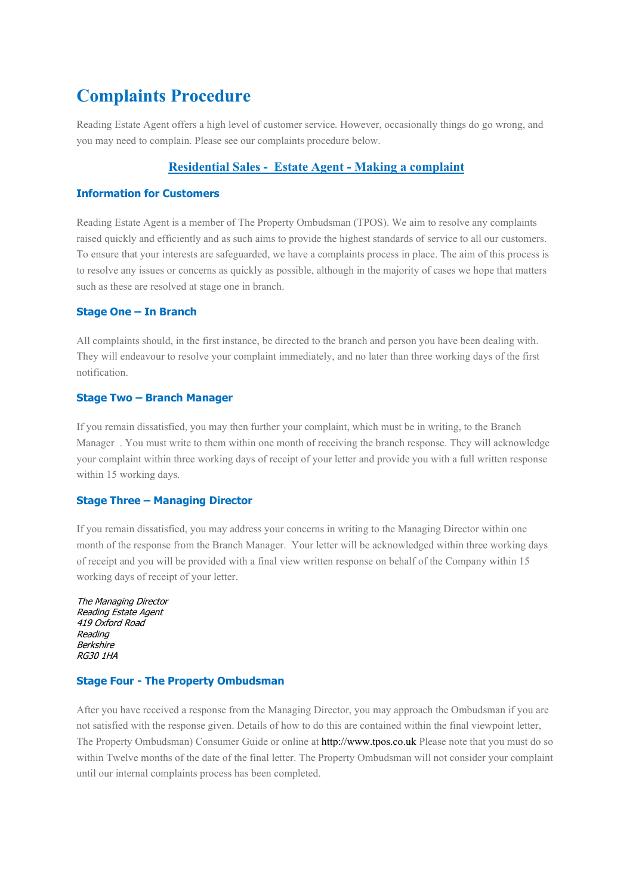# Complaints Procedure

Reading Estate Agent offers a high level of customer service. However, occasionally things do go wrong, and you may need to complain. Please see our complaints procedure below.

## Residential Sales - Estate Agent - Making a complaint

### Information for Customers

Reading Estate Agent is a member of The Property Ombudsman (TPOS). We aim to resolve any complaints raised quickly and efficiently and as such aims to provide the highest standards of service to all our customers. To ensure that your interests are safeguarded, we have a complaints process in place. The aim of this process is to resolve any issues or concerns as quickly as possible, although in the majority of cases we hope that matters such as these are resolved at stage one in branch.

### Stage One – In Branch

All complaints should, in the first instance, be directed to the branch and person you have been dealing with. They will endeavour to resolve your complaint immediately, and no later than three working days of the first notification.

### Stage Two – Branch Manager

If you remain dissatisfied, you may then further your complaint, which must be in writing, to the Branch Manager . You must write to them within one month of receiving the branch response. They will acknowledge your complaint within three working days of receipt of your letter and provide you with a full written response within 15 working days.

### Stage Three – Managing Director

If you remain dissatisfied, you may address your concerns in writing to the Managing Director within one month of the response from the Branch Manager. Your letter will be acknowledged within three working days of receipt and you will be provided with a final view written response on behalf of the Company within 15 working days of receipt of your letter.

*The Managing Director*
*Reading Estate Agent*
*419 Oxford Road*
*Reading*
*Berkshire*
*RG30 1HA*

### Stage Four - The Property Ombudsman

After you have received a response from the Managing Director, you may approach the Ombudsman if you are not satisfied with the response given. Details of how to do this are contained within the final viewpoint letter, The Property Ombudsman) Consumer Guide or online at http://www.tpos.co.uk Please note that you must do so within Twelve months of the date of the final letter. The Property Ombudsman will not consider your complaint until our internal complaints process has been completed.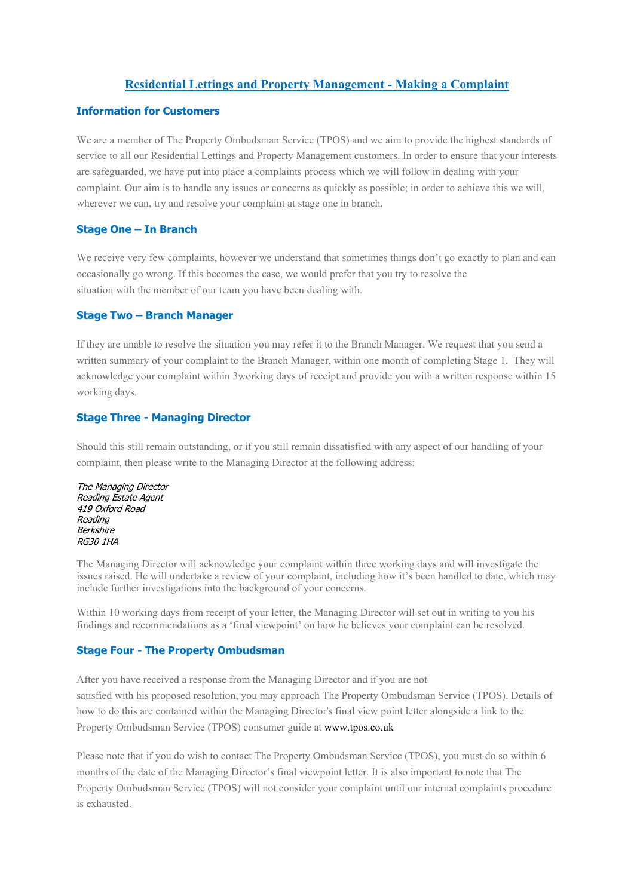# Residential Lettings and Property Management - Making a Complaint

## Information for Customers

We are a member of The Property Ombudsman Service (TPOS) and we aim to provide the highest standards of service to all our Residential Lettings and Property Management customers. In order to ensure that your interests are safeguarded, we have put into place a complaints process which we will follow in dealing with your complaint. Our aim is to handle any issues or concerns as quickly as possible; in order to achieve this we will, wherever we can, try and resolve your complaint at stage one in branch.

## Stage One – In Branch

We receive very few complaints, however we understand that sometimes things don't go exactly to plan and can occasionally go wrong. If this becomes the case, we would prefer that you try to resolve the situation with the member of our team you have been dealing with.

## Stage Two – Branch Manager

If they are unable to resolve the situation you may refer it to the Branch Manager. We request that you send a written summary of your complaint to the Branch Manager, within one month of completing Stage 1. They will acknowledge your complaint within 3working days of receipt and provide you with a written response within 15 working days.

## Stage Three - Managing Director

Should this still remain outstanding, or if you still remain dissatisfied with any aspect of our handling of your complaint, then please write to the Managing Director at the following address:

*The Managing Director*
*Reading Estate Agent*
*419 Oxford Road*
*Reading*
*Berkshire*
*RG30 1HA*

The Managing Director will acknowledge your complaint within three working days and will investigate the issues raised. He will undertake a review of your complaint, including how it's been handled to date, which may include further investigations into the background of your concerns.

Within 10 working days from receipt of your letter, the Managing Director will set out in writing to you his findings and recommendations as a 'final viewpoint' on how he believes your complaint can be resolved.

## Stage Four - The Property Ombudsman

After you have received a response from the Managing Director and if you are not satisfied with his proposed resolution, you may approach The Property Ombudsman Service (TPOS). Details of how to do this are contained within the Managing Director's final view point letter alongside a link to the Property Ombudsman Service (TPOS) consumer guide at www.tpos.co.uk

Please note that if you do wish to contact The Property Ombudsman Service (TPOS), you must do so within 6 months of the date of the Managing Director's final viewpoint letter. It is also important to note that The Property Ombudsman Service (TPOS) will not consider your complaint until our internal complaints procedure is exhausted.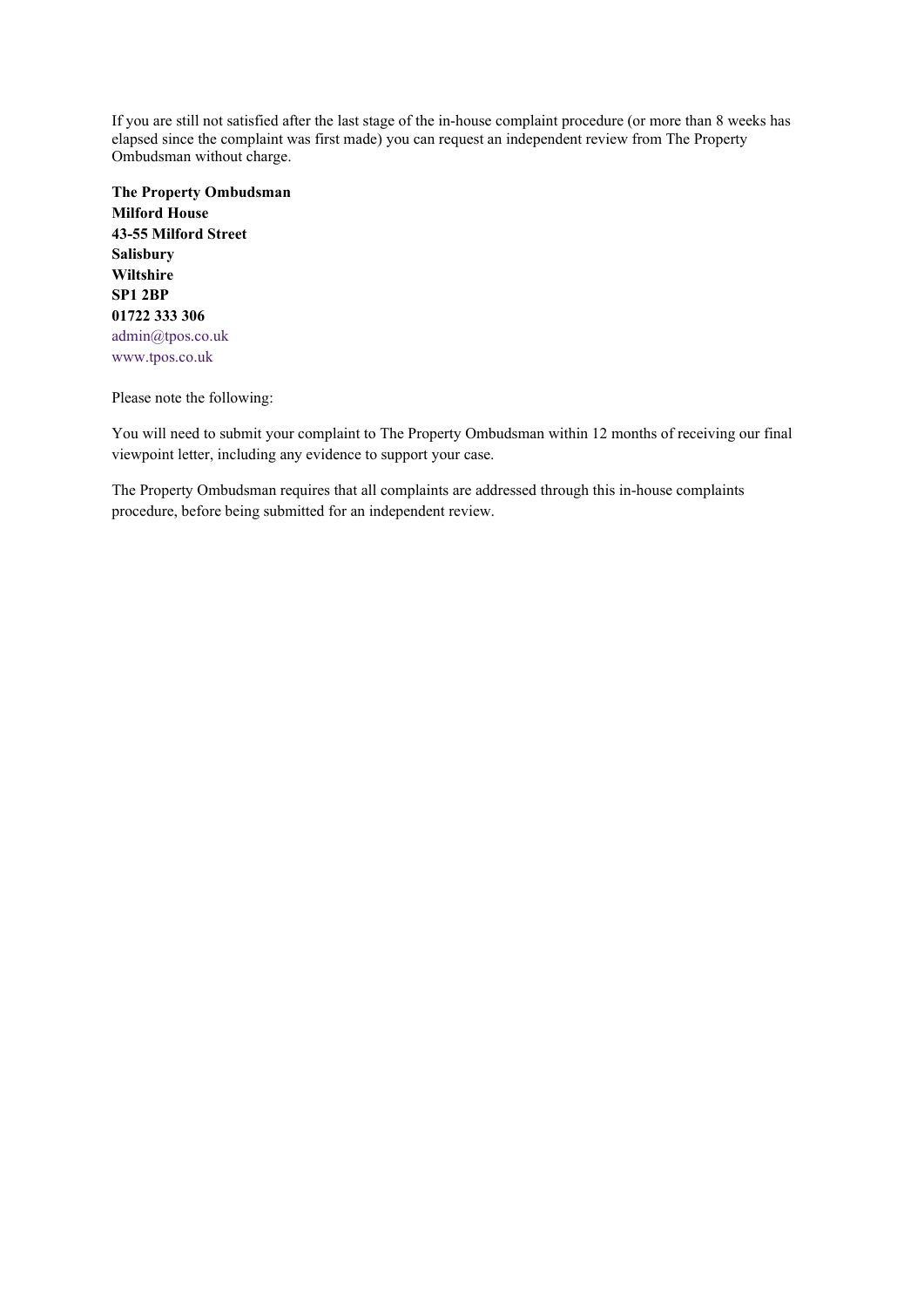If you are still not satisfied after the last stage of the in-house complaint procedure (or more than 8 weeks has elapsed since the complaint was first made) you can request an independent review from The Property Ombudsman without charge.

**The Property Ombudsman**
**Milford House**
**43-55 Milford Street**
**Salisbury**
**Wiltshire**
**SP1 2BP**
**01722 333 306**
admin@tpos.co.uk
www.tpos.co.uk

Please note the following:

You will need to submit your complaint to The Property Ombudsman within 12 months of receiving our final viewpoint letter, including any evidence to support your case.

The Property Ombudsman requires that all complaints are addressed through this in-house complaints procedure, before being submitted for an independent review.